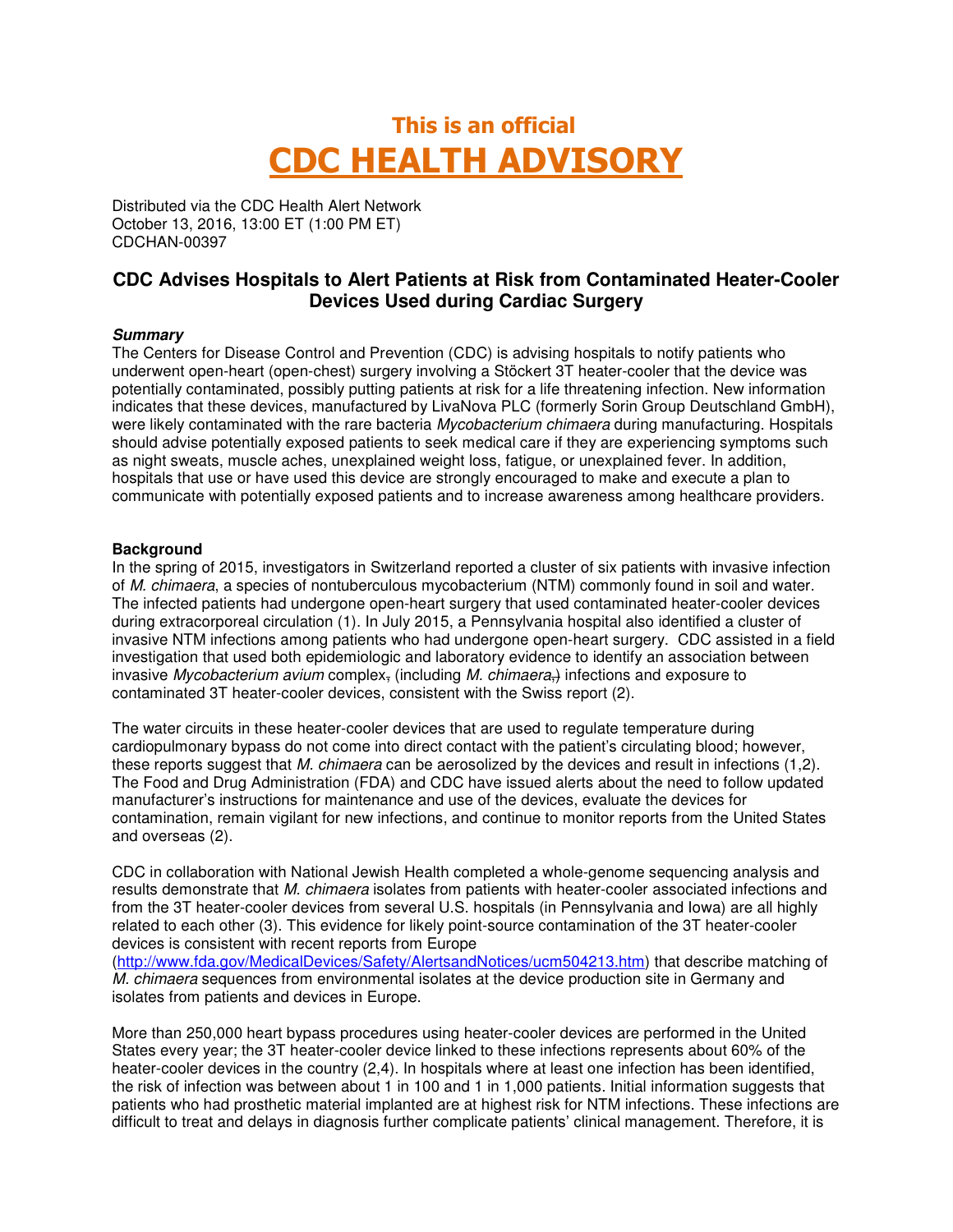# This is an official
# CDC HEALTH ADVISORY

Distributed via the CDC Health Alert Network
October 13, 2016, 13:00 ET (1:00 PM ET)
CDCHAN-00397

## CDC Advises Hospitals to Alert Patients at Risk from Contaminated Heater-Cooler Devices Used during Cardiac Surgery

***Summary***

The Centers for Disease Control and Prevention (CDC) is advising hospitals to notify patients who underwent open-heart (open-chest) surgery involving a Stöckert 3T heater-cooler that the device was potentially contaminated, possibly putting patients at risk for a life threatening infection. New information indicates that these devices, manufactured by LivaNova PLC (formerly Sorin Group Deutschland GmbH), were likely contaminated with the rare bacteria *Mycobacterium chimaera* during manufacturing. Hospitals should advise potentially exposed patients to seek medical care if they are experiencing symptoms such as night sweats, muscle aches, unexplained weight loss, fatigue, or unexplained fever. In addition, hospitals that use or have used this device are strongly encouraged to make and execute a plan to communicate with potentially exposed patients and to increase awareness among healthcare providers.

**Background**

In the spring of 2015, investigators in Switzerland reported a cluster of six patients with invasive infection of *M. chimaera*, a species of nontuberculous mycobacterium (NTM) commonly found in soil and water. The infected patients had undergone open-heart surgery that used contaminated heater-cooler devices during extracorporeal circulation (1). In July 2015, a Pennsylvania hospital also identified a cluster of invasive NTM infections among patients who had undergone open-heart surgery. CDC assisted in a field investigation that used both epidemiologic and laboratory evidence to identify an association between invasive *Mycobacterium avium* complex, (including *M. chimaera*,) infections and exposure to contaminated 3T heater-cooler devices, consistent with the Swiss report (2).

The water circuits in these heater-cooler devices that are used to regulate temperature during cardiopulmonary bypass do not come into direct contact with the patient's circulating blood; however, these reports suggest that *M. chimaera* can be aerosolized by the devices and result in infections (1,2). The Food and Drug Administration (FDA) and CDC have issued alerts about the need to follow updated manufacturer's instructions for maintenance and use of the devices, evaluate the devices for contamination, remain vigilant for new infections, and continue to monitor reports from the United States and overseas (2).

CDC in collaboration with National Jewish Health completed a whole-genome sequencing analysis and results demonstrate that *M. chimaera* isolates from patients with heater-cooler associated infections and from the 3T heater-cooler devices from several U.S. hospitals (in Pennsylvania and Iowa) are all highly related to each other (3). This evidence for likely point-source contamination of the 3T heater-cooler devices is consistent with recent reports from Europe (http://www.fda.gov/MedicalDevices/Safety/AlertsandNotices/ucm504213.htm) that describe matching of *M. chimaera* sequences from environmental isolates at the device production site in Germany and isolates from patients and devices in Europe.

More than 250,000 heart bypass procedures using heater-cooler devices are performed in the United States every year; the 3T heater-cooler device linked to these infections represents about 60% of the heater-cooler devices in the country (2,4). In hospitals where at least one infection has been identified, the risk of infection was between about 1 in 100 and 1 in 1,000 patients. Initial information suggests that patients who had prosthetic material implanted are at highest risk for NTM infections. These infections are difficult to treat and delays in diagnosis further complicate patients' clinical management. Therefore, it is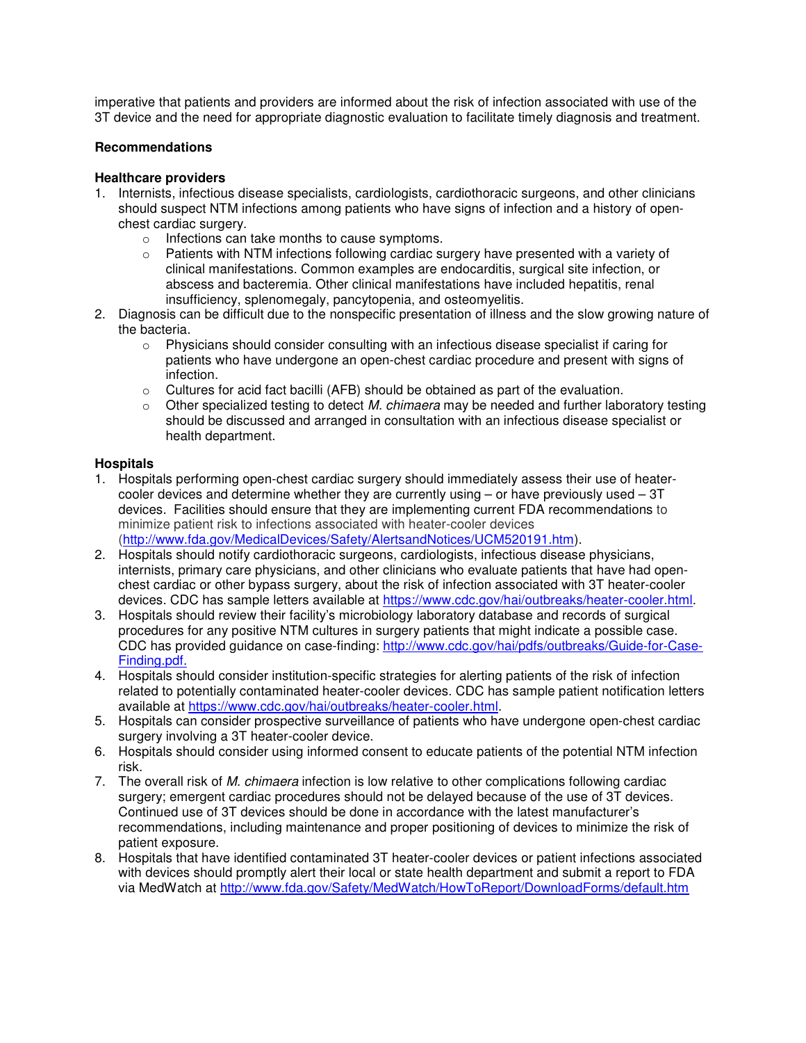imperative that patients and providers are informed about the risk of infection associated with use of the 3T device and the need for appropriate diagnostic evaluation to facilitate timely diagnosis and treatment.

**Recommendations**

**Healthcare providers**

1. Internists, infectious disease specialists, cardiologists, cardiothoracic surgeons, and other clinicians should suspect NTM infections among patients who have signs of infection and a history of open-chest cardiac surgery.
   - Infections can take months to cause symptoms.
   - Patients with NTM infections following cardiac surgery have presented with a variety of clinical manifestations. Common examples are endocarditis, surgical site infection, or abscess and bacteremia. Other clinical manifestations have included hepatitis, renal insufficiency, splenomegaly, pancytopenia, and osteomyelitis.
2. Diagnosis can be difficult due to the nonspecific presentation of illness and the slow growing nature of the bacteria.
   - Physicians should consider consulting with an infectious disease specialist if caring for patients who have undergone an open-chest cardiac procedure and present with signs of infection.
   - Cultures for acid fact bacilli (AFB) should be obtained as part of the evaluation.
   - Other specialized testing to detect *M. chimaera* may be needed and further laboratory testing should be discussed and arranged in consultation with an infectious disease specialist or health department.

**Hospitals**

1. Hospitals performing open-chest cardiac surgery should immediately assess their use of heater-cooler devices and determine whether they are currently using – or have previously used – 3T devices. Facilities should ensure that they are implementing current FDA recommendations to minimize patient risk to infections associated with heater-cooler devices (http://www.fda.gov/MedicalDevices/Safety/AlertsandNotices/UCM520191.htm).
2. Hospitals should notify cardiothoracic surgeons, cardiologists, infectious disease physicians, internists, primary care physicians, and other clinicians who evaluate patients that have had open-chest cardiac or other bypass surgery, about the risk of infection associated with 3T heater-cooler devices. CDC has sample letters available at https://www.cdc.gov/hai/outbreaks/heater-cooler.html.
3. Hospitals should review their facility's microbiology laboratory database and records of surgical procedures for any positive NTM cultures in surgery patients that might indicate a possible case. CDC has provided guidance on case-finding: http://www.cdc.gov/hai/pdfs/outbreaks/Guide-for-Case-Finding.pdf.
4. Hospitals should consider institution-specific strategies for alerting patients of the risk of infection related to potentially contaminated heater-cooler devices. CDC has sample patient notification letters available at https://www.cdc.gov/hai/outbreaks/heater-cooler.html.
5. Hospitals can consider prospective surveillance of patients who have undergone open-chest cardiac surgery involving a 3T heater-cooler device.
6. Hospitals should consider using informed consent to educate patients of the potential NTM infection risk.
7. The overall risk of *M. chimaera* infection is low relative to other complications following cardiac surgery; emergent cardiac procedures should not be delayed because of the use of 3T devices. Continued use of 3T devices should be done in accordance with the latest manufacturer's recommendations, including maintenance and proper positioning of devices to minimize the risk of patient exposure.
8. Hospitals that have identified contaminated 3T heater-cooler devices or patient infections associated with devices should promptly alert their local or state health department and submit a report to FDA via MedWatch at http://www.fda.gov/Safety/MedWatch/HowToReport/DownloadForms/default.htm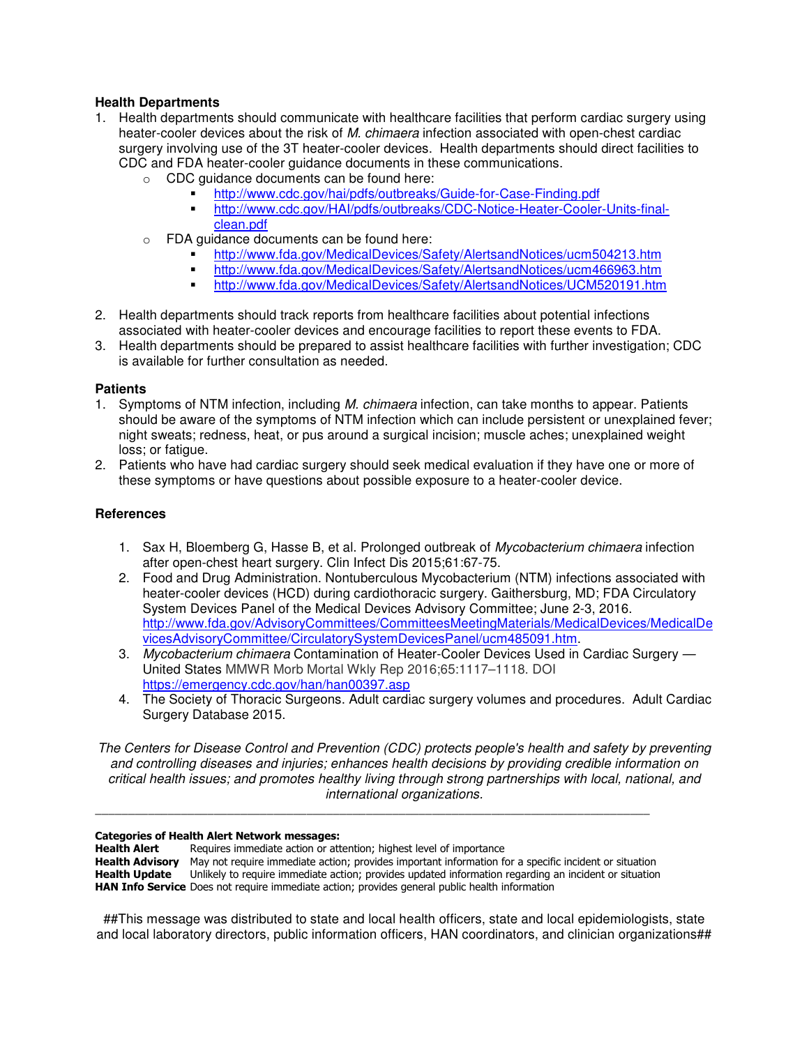**Health Departments**

1. Health departments should communicate with healthcare facilities that perform cardiac surgery using heater-cooler devices about the risk of *M. chimaera* infection associated with open-chest cardiac surgery involving use of the 3T heater-cooler devices. Health departments should direct facilities to CDC and FDA heater-cooler guidance documents in these communications.
   - CDC guidance documents can be found here:
     - http://www.cdc.gov/hai/pdfs/outbreaks/Guide-for-Case-Finding.pdf
     - http://www.cdc.gov/HAI/pdfs/outbreaks/CDC-Notice-Heater-Cooler-Units-final-clean.pdf
   - FDA guidance documents can be found here:
     - http://www.fda.gov/MedicalDevices/Safety/AlertsandNotices/ucm504213.htm
     - http://www.fda.gov/MedicalDevices/Safety/AlertsandNotices/ucm466963.htm
     - http://www.fda.gov/MedicalDevices/Safety/AlertsandNotices/UCM520191.htm
2. Health departments should track reports from healthcare facilities about potential infections associated with heater-cooler devices and encourage facilities to report these events to FDA.
3. Health departments should be prepared to assist healthcare facilities with further investigation; CDC is available for further consultation as needed.

**Patients**

1. Symptoms of NTM infection, including *M. chimaera* infection, can take months to appear. Patients should be aware of the symptoms of NTM infection which can include persistent or unexplained fever; night sweats; redness, heat, or pus around a surgical incision; muscle aches; unexplained weight loss; or fatigue.
2. Patients who have had cardiac surgery should seek medical evaluation if they have one or more of these symptoms or have questions about possible exposure to a heater-cooler device.

**References**

1. Sax H, Bloemberg G, Hasse B, et al. Prolonged outbreak of *Mycobacterium chimaera* infection after open-chest heart surgery. Clin Infect Dis 2015;61:67-75.
2. Food and Drug Administration. Nontuberculous Mycobacterium (NTM) infections associated with heater-cooler devices (HCD) during cardiothoracic surgery. Gaithersburg, MD; FDA Circulatory System Devices Panel of the Medical Devices Advisory Committee; June 2-3, 2016. http://www.fda.gov/AdvisoryCommittees/CommitteesMeetingMaterials/MedicalDevices/MedicalDevicesAdvisoryCommittee/CirculatorySystemDevicesPanel/ucm485091.htm.
3. *Mycobacterium chimaera* Contamination of Heater-Cooler Devices Used in Cardiac Surgery — United States MMWR Morb Mortal Wkly Rep 2016;65:1117–1118. DOI https://emergency.cdc.gov/han/han00397.asp
4. The Society of Thoracic Surgeons. Adult cardiac surgery volumes and procedures. Adult Cardiac Surgery Database 2015.

*The Centers for Disease Control and Prevention (CDC) protects people's health and safety by preventing and controlling diseases and injuries; enhances health decisions by providing credible information on critical health issues; and promotes healthy living through strong partnerships with local, national, and international organizations.*

---

**Categories of Health Alert Network messages:**

**Health Alert** Requires immediate action or attention; highest level of importance
**Health Advisory** May not require immediate action; provides important information for a specific incident or situation
**Health Update** Unlikely to require immediate action; provides updated information regarding an incident or situation
**HAN Info Service** Does not require immediate action; provides general public health information

##This message was distributed to state and local health officers, state and local epidemiologists, state and local laboratory directors, public information officers, HAN coordinators, and clinician organizations##